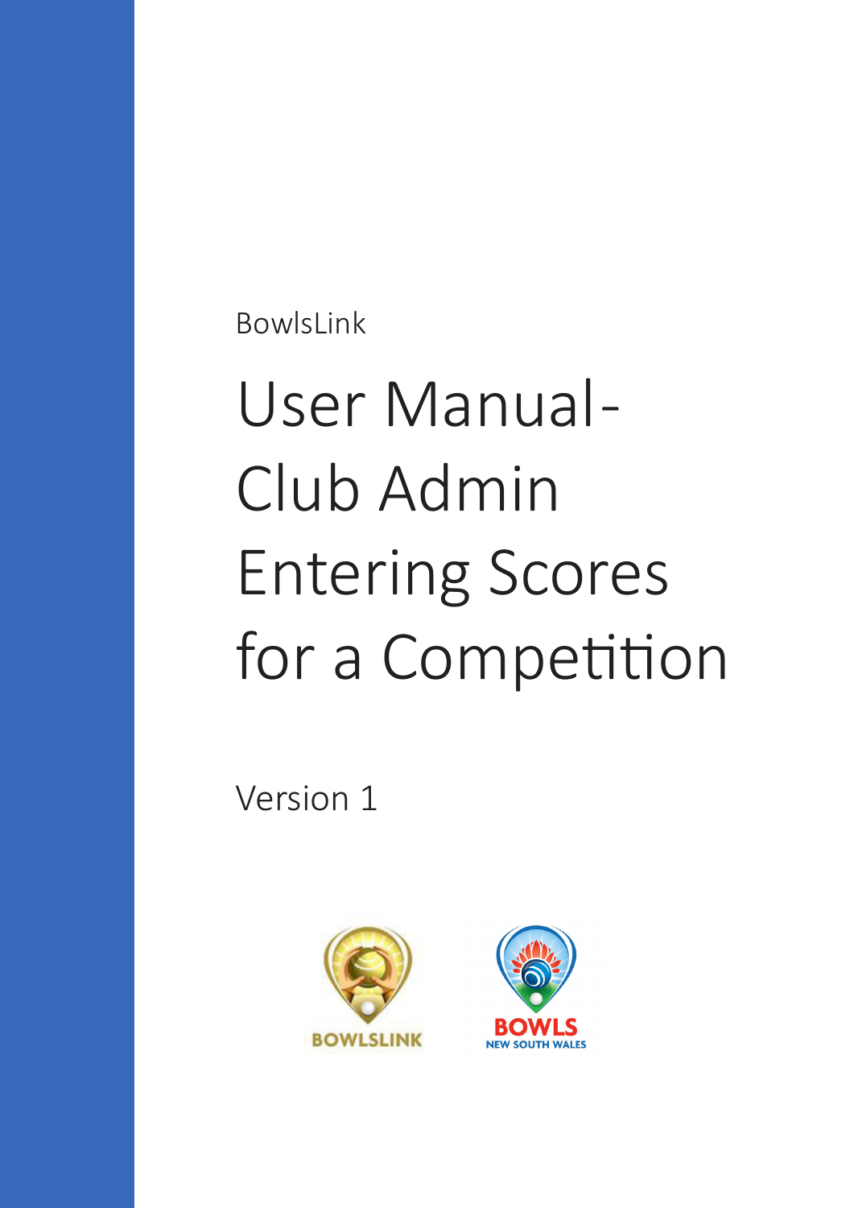BowlsLink

# User Manual-
# Club Admin
# Entering Scores
# for a Competition

Version 1

BOWLSLINK

BOWLS
NEW SOUTH WALES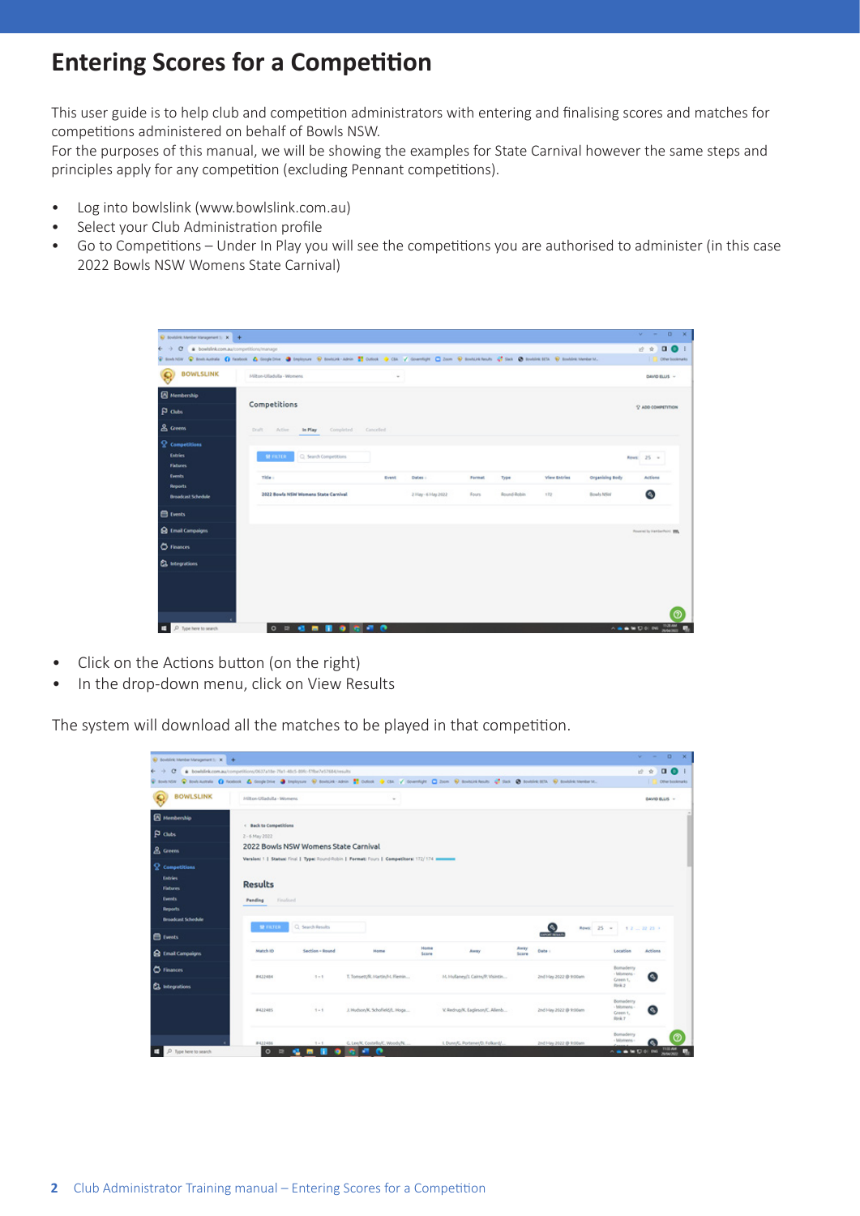# Entering Scores for a Competition

This user guide is to help club and competition administrators with entering and finalising scores and matches for competitions administered on behalf of Bowls NSW.
For the purposes of this manual, we will be showing the examples for State Carnival however the same steps and principles apply for any competition (excluding Pennant competitions).

- Log into bowlslink (www.bowlslink.com.au)
- Select your Club Administration profile
- Go to Competitions – Under In Play you will see the competitions you are authorised to administer (in this case 2022 Bowls NSW Womens State Carnival)

- Click on the Actions button (on the right)
- In the drop-down menu, click on View Results

The system will download all the matches to be played in that competition.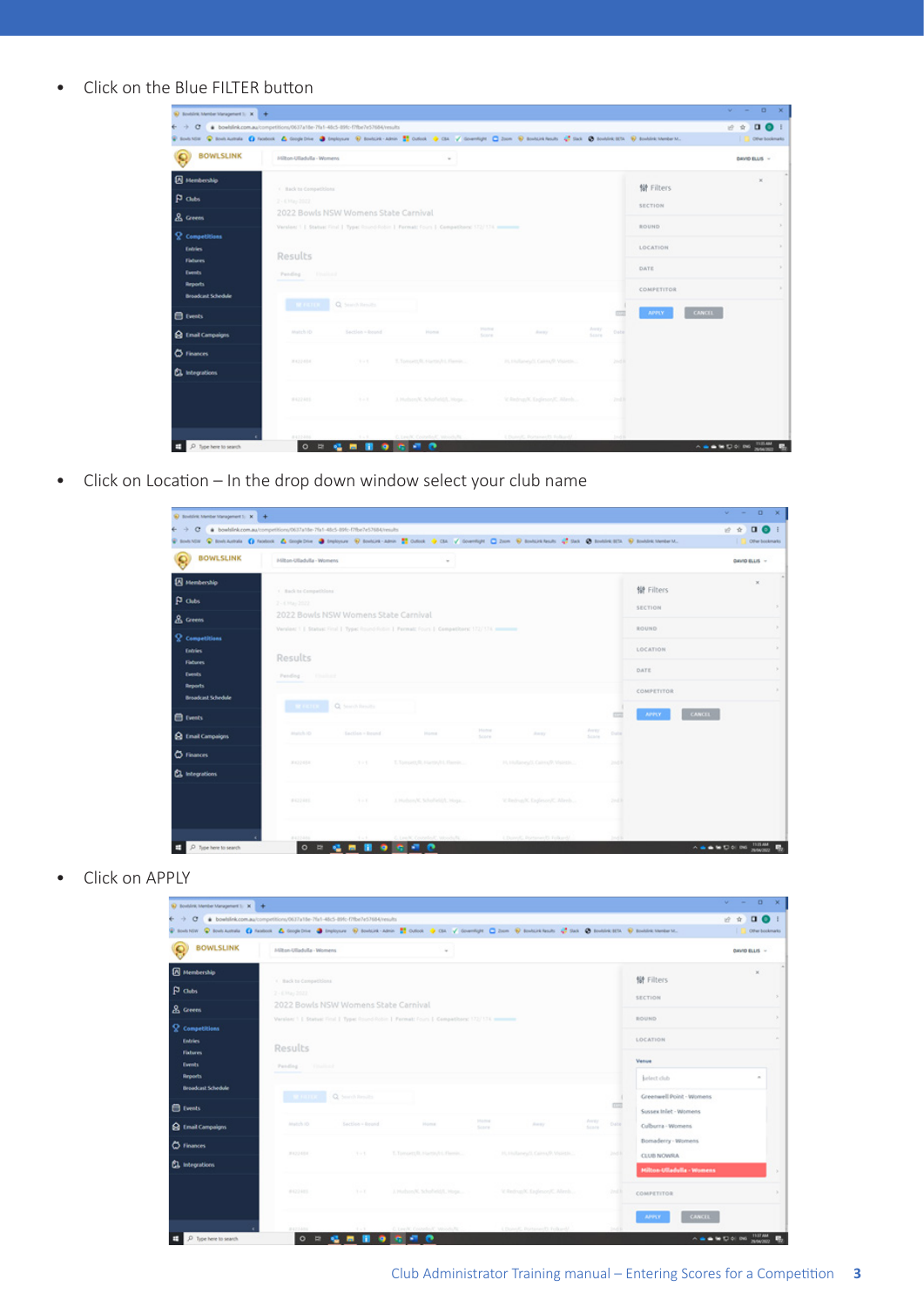- Click on the Blue FILTER button

- Click on Location – In the drop down window select your club name

- Click on APPLY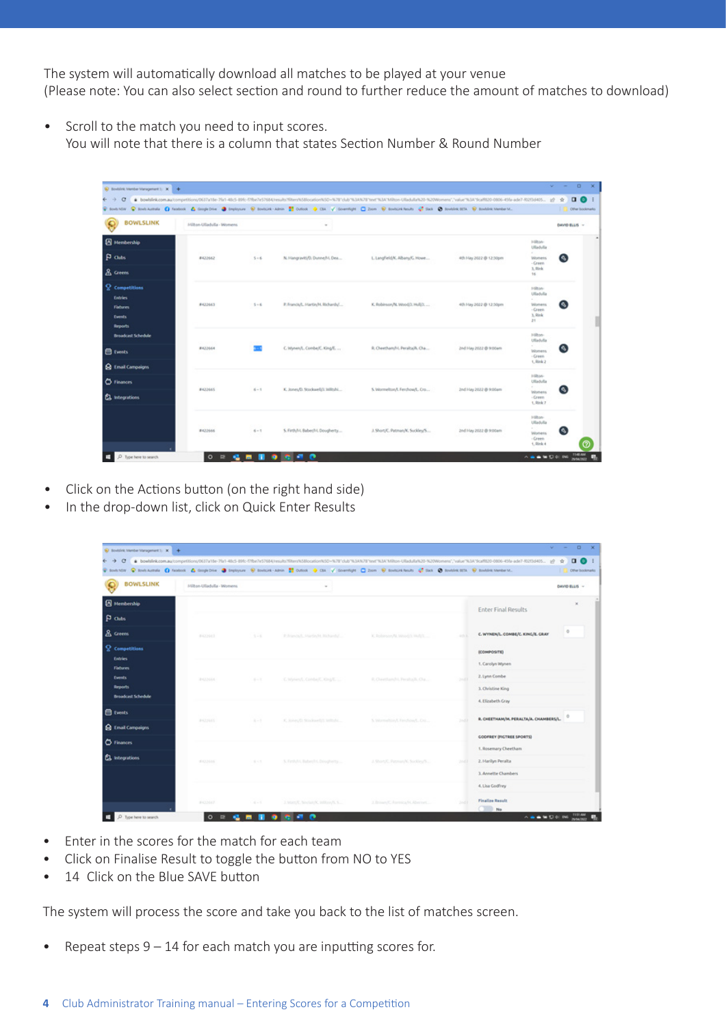The system will automatically download all matches to be played at your venue
(Please note: You can also select section and round to further reduce the amount of matches to download)

- Scroll to the match you need to input scores.
  You will note that there is a column that states Section Number & Round Number

- Click on the Actions button (on the right hand side)
- In the drop-down list, click on Quick Enter Results

- Enter in the scores for the match for each team
- Click on Finalise Result to toggle the button from NO to YES
- 14 Click on the Blue SAVE button

The system will process the score and take you back to the list of matches screen.

- Repeat steps 9 – 14 for each match you are inputting scores for.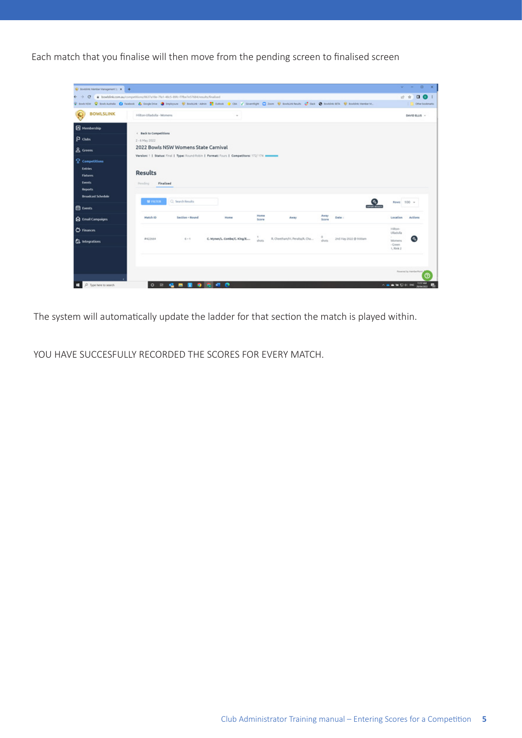Each match that you finalise will then move from the pending screen to finalised screen

The system will automatically update the ladder for that section the match is played within.

YOU HAVE SUCCESFULLY RECORDED THE SCORES FOR EVERY MATCH.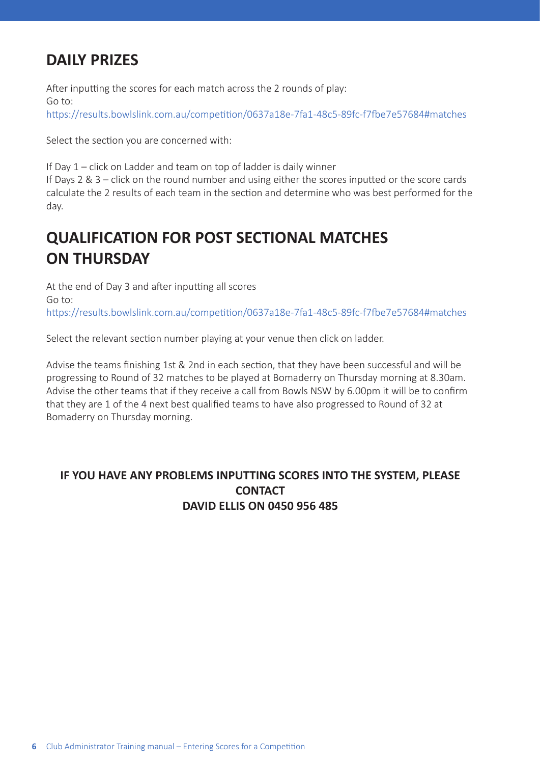## DAILY PRIZES

After inputting the scores for each match across the 2 rounds of play:
Go to:
https://results.bowlslink.com.au/competition/0637a18e-7fa1-48c5-89fc-f7fbe7e57684#matches

Select the section you are concerned with:

If Day 1 – click on Ladder and team on top of ladder is daily winner
If Days 2 & 3 – click on the round number and using either the scores inputted or the score cards calculate the 2 results of each team in the section and determine who was best performed for the day.

## QUALIFICATION FOR POST SECTIONAL MATCHES ON THURSDAY

At the end of Day 3 and after inputting all scores
Go to:
https://results.bowlslink.com.au/competition/0637a18e-7fa1-48c5-89fc-f7fbe7e57684#matches

Select the relevant section number playing at your venue then click on ladder.

Advise the teams finishing 1st & 2nd in each section, that they have been successful and will be progressing to Round of 32 matches to be played at Bomaderry on Thursday morning at 8.30am. Advise the other teams that if they receive a call from Bowls NSW by 6.00pm it will be to confirm that they are 1 of the 4 next best qualified teams to have also progressed to Round of 32 at Bomaderry on Thursday morning.

**IF YOU HAVE ANY PROBLEMS INPUTTING SCORES INTO THE SYSTEM, PLEASE CONTACT
DAVID ELLIS ON 0450 956 485**